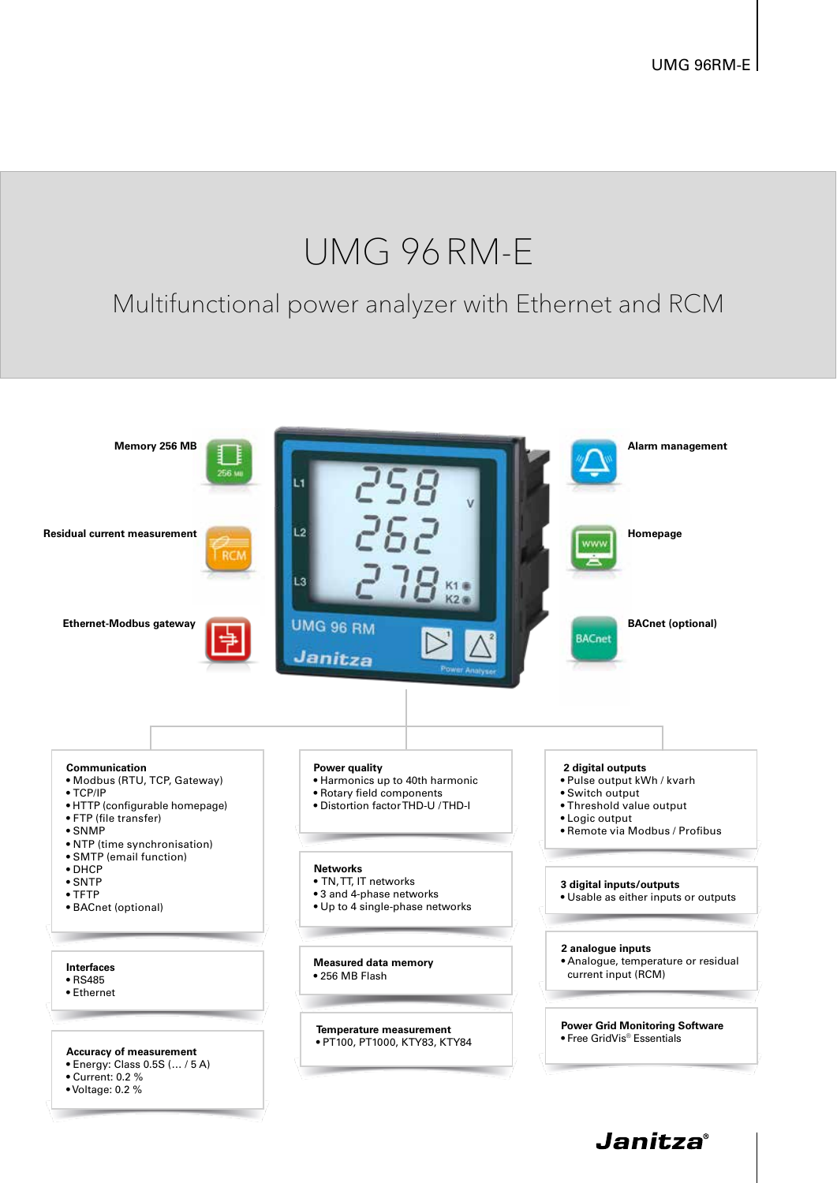# UMG 96 RM-E

## Multifunctional power analyzer with Ethernet and RCM

**Memory 256 MB**

**Residual current measurement**

**Ethernet-Modbus gateway**

**Alarm management**

**Homepage**

**BACnet (optional)**

**Communication**
- Modbus (RTU, TCP, Gateway)
- TCP/IP
- HTTP (configurable homepage)
- FTP (file transfer)
- SNMP
- NTP (time synchronisation)
- SMTP (email function)
- DHCP
- SNTP
- TFTP
- BACnet (optional)

**Interfaces**
- RS485
- Ethernet

**Accuracy of measurement**
- Energy: Class 0.5S (… / 5 A)
- Current: 0.2 %
- Voltage: 0.2 %

**Power quality**
- Harmonics up to 40th harmonic
- Rotary field components
- Distortion factor THD-U / THD-I

**Networks**
- TN, TT, IT networks
- 3 and 4-phase networks
- Up to 4 single-phase networks

**Measured data memory**
- 256 MB Flash

**Temperature measurement**
- PT100, PT1000, KTY83, KTY84

**2 digital outputs**
- Pulse output kWh / kvarh
- Switch output
- Threshold value output
- Logic output
- Remote via Modbus / Profibus

**3 digital inputs/outputs**
- Usable as either inputs or outputs

**2 analogue inputs**
- Analogue, temperature or residual current input (RCM)

**Power Grid Monitoring Software**
- Free GridVis® Essentials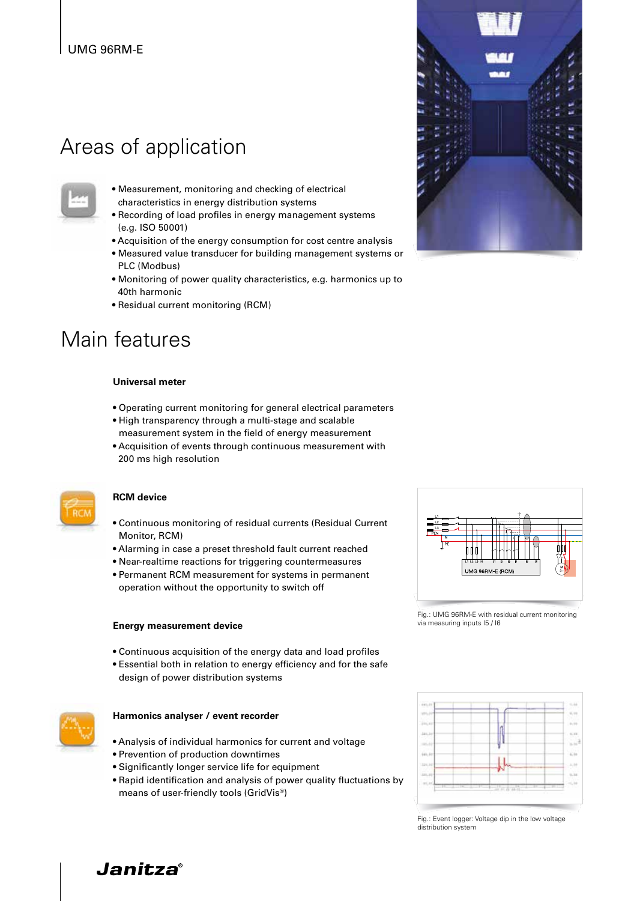## Areas of application

- Measurement, monitoring and checking of electrical characteristics in energy distribution systems
- Recording of load profiles in energy management systems (e.g. ISO 50001)
- Acquisition of the energy consumption for cost centre analysis
- Measured value transducer for building management systems or PLC (Modbus)
- Monitoring of power quality characteristics, e.g. harmonics up to 40th harmonic
- Residual current monitoring (RCM)

## Main features

### Universal meter

- Operating current monitoring for general electrical parameters
- High transparency through a multi-stage and scalable measurement system in the field of energy measurement
- Acquisition of events through continuous measurement with 200 ms high resolution

### RCM device

- Continuous monitoring of residual currents (Residual Current Monitor, RCM)
- Alarming in case a preset threshold fault current reached
- Near-realtime reactions for triggering countermeasures
- Permanent RCM measurement for systems in permanent operation without the opportunity to switch off

Fig.: UMG 96RM-E with residual current monitoring via measuring inputs I5 / I6

### Energy measurement device

- Continuous acquisition of the energy data and load profiles
- Essential both in relation to energy efficiency and for the safe design of power distribution systems

### Harmonics analyser / event recorder

- Analysis of individual harmonics for current and voltage
- Prevention of production downtimes
- Significantly longer service life for equipment
- Rapid identification and analysis of power quality fluctuations by means of user-friendly tools (GridVis®)

Fig.: Event logger: Voltage dip in the low voltage distribution system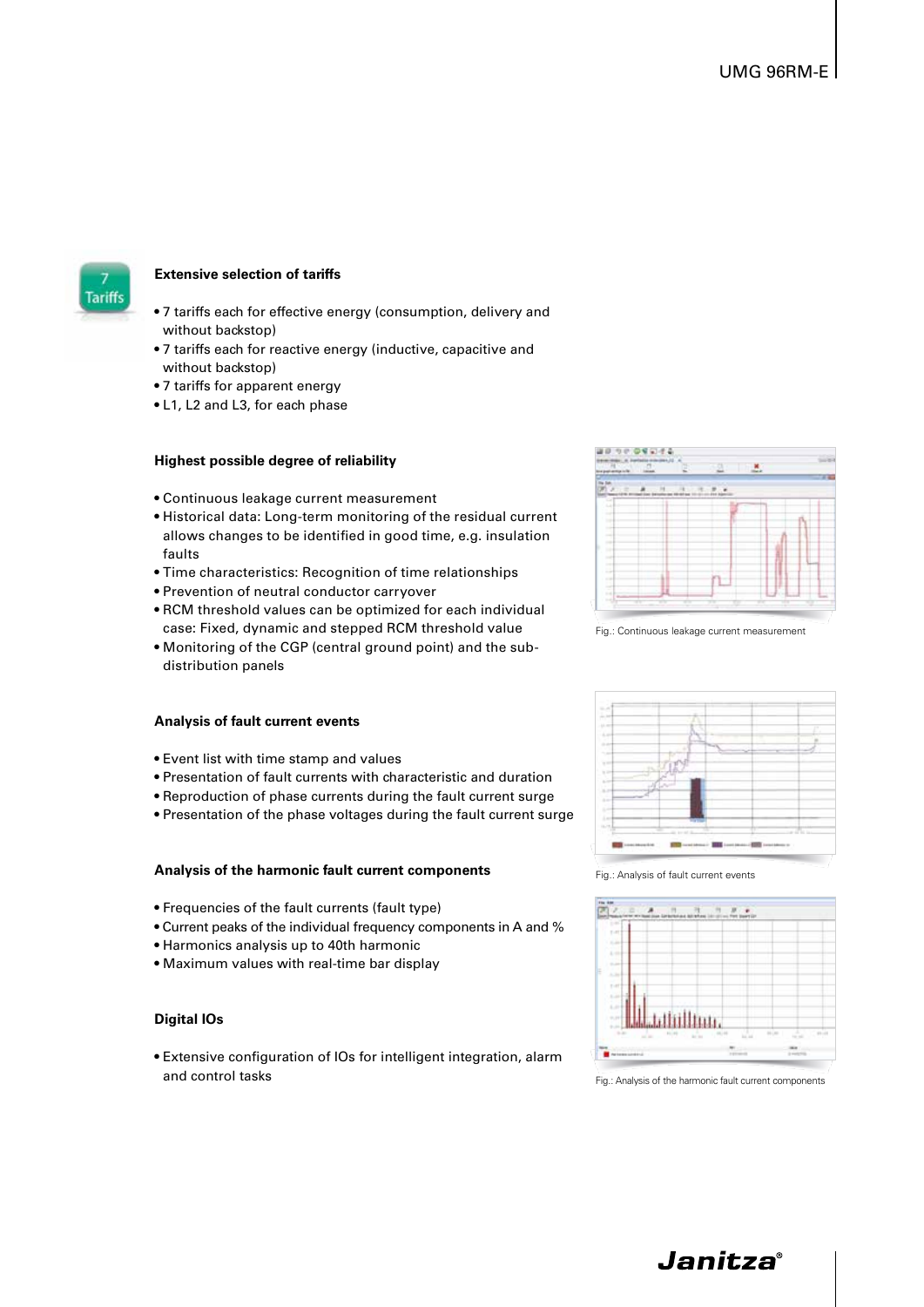### Extensive selection of tariffs

- 7 tariffs each for effective energy (consumption, delivery and without backstop)
- 7 tariffs each for reactive energy (inductive, capacitive and without backstop)
- 7 tariffs for apparent energy
- L1, L2 and L3, for each phase

### Highest possible degree of reliability

- Continuous leakage current measurement
- Historical data: Long-term monitoring of the residual current allows changes to be identified in good time, e.g. insulation faults
- Time characteristics: Recognition of time relationships
- Prevention of neutral conductor carryover
- RCM threshold values can be optimized for each individual case: Fixed, dynamic and stepped RCM threshold value
- Monitoring of the CGP (central ground point) and the sub-distribution panels

Fig.: Continuous leakage current measurement

### Analysis of fault current events

- Event list with time stamp and values
- Presentation of fault currents with characteristic and duration
- Reproduction of phase currents during the fault current surge
- Presentation of the phase voltages during the fault current surge

Fig.: Analysis of fault current events

### Analysis of the harmonic fault current components

- Frequencies of the fault currents (fault type)
- Current peaks of the individual frequency components in A and %
- Harmonics analysis up to 40th harmonic
- Maximum values with real-time bar display

Fig.: Analysis of the harmonic fault current components

### Digital IOs

- Extensive configuration of IOs for intelligent integration, alarm and control tasks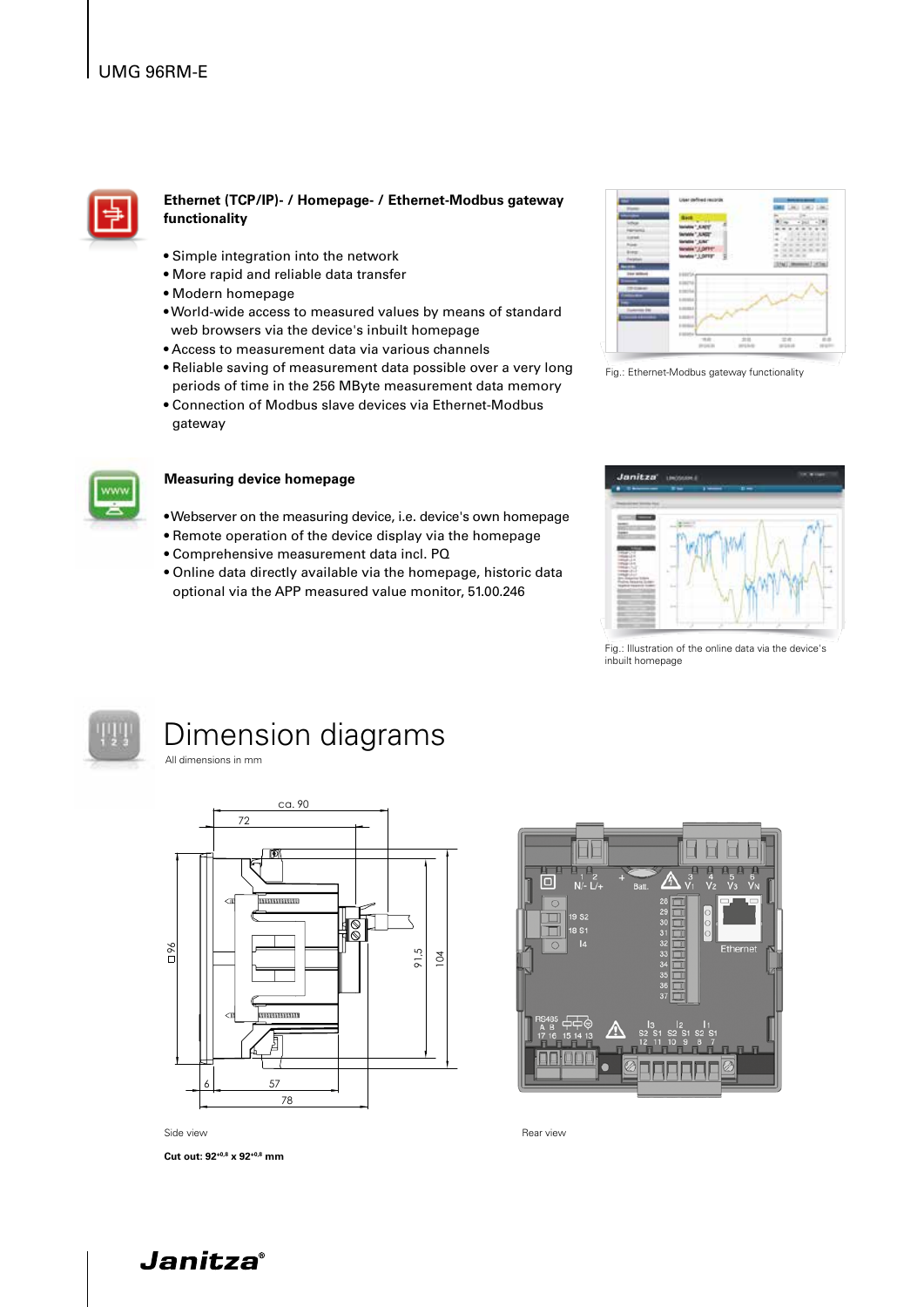## Ethernet (TCP/IP)- / Homepage- / Ethernet-Modbus gateway functionality

- Simple integration into the network
- More rapid and reliable data transfer
- Modern homepage
- World-wide access to measured values by means of standard web browsers via the device's inbuilt homepage
- Access to measurement data via various channels
- Reliable saving of measurement data possible over a very long periods of time in the 256 MByte measurement data memory
- Connection of Modbus slave devices via Ethernet-Modbus gateway

Fig.: Ethernet-Modbus gateway functionality

## Measuring device homepage

- Webserver on the measuring device, i.e. device's own homepage
- Remote operation of the device display via the homepage
- Comprehensive measurement data incl. PQ
- Online data directly available via the homepage, historic data optional via the APP measured value monitor, 51.00.246

Fig.: Illustration of the online data via the device's inbuilt homepage

# Dimension diagrams

All dimensions in mm

Side view

**Cut out: $92^{+0.8}$ x $92^{+0.8}$ mm**

Rear view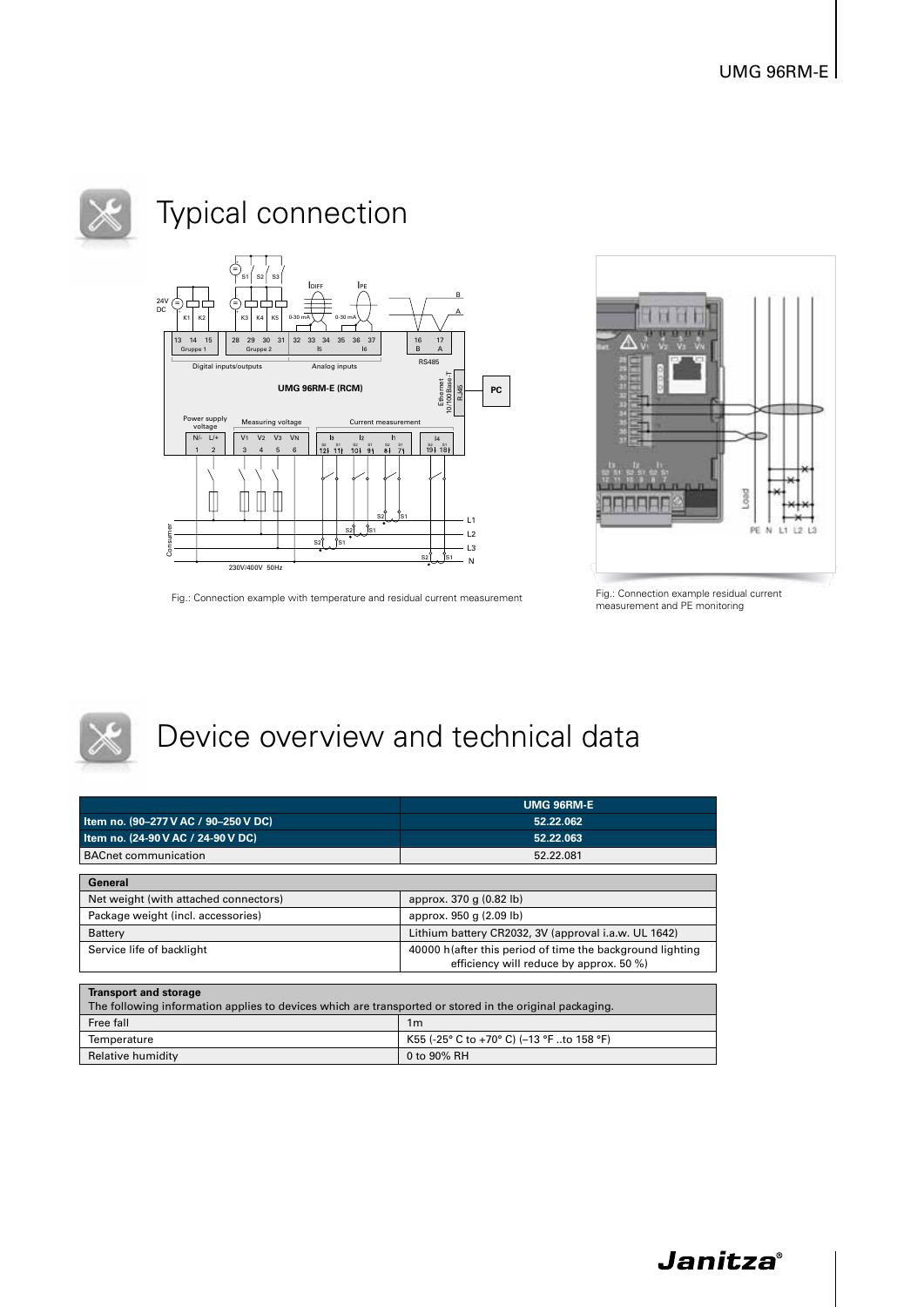# Typical connection

Fig.: Connection example with temperature and residual current measurement

Fig.: Connection example residual current measurement and PE monitoring

# Device overview and technical data

| | UMG 96RM-E |
|---|---|
| **Item no. (90–277 V AC / 90–250 V DC)** | **52.22.062** |
| **Item no. (24-90 V AC / 24-90 V DC)** | **52.22.063** |
| BACnet communication | 52.22.081 |

| **General** | |
|---|---|
| Net weight (with attached connectors) | approx. 370 g (0.82 lb) |
| Package weight (incl. accessories) | approx. 950 g (2.09 lb) |
| Battery | Lithium battery CR2032, 3V (approval i.a.w. UL 1642) |
| Service life of backlight | 40000 h (after this period of time the background lighting efficiency will reduce by approx. 50 %) |

| **Transport and storage** The following information applies to devices which are transported or stored in the original packaging. | |
|---|---|
| Free fall | 1m |
| Temperature | K55 (-25° C to +70° C) (–13 °F ..to 158 °F) |
| Relative humidity | 0 to 90% RH |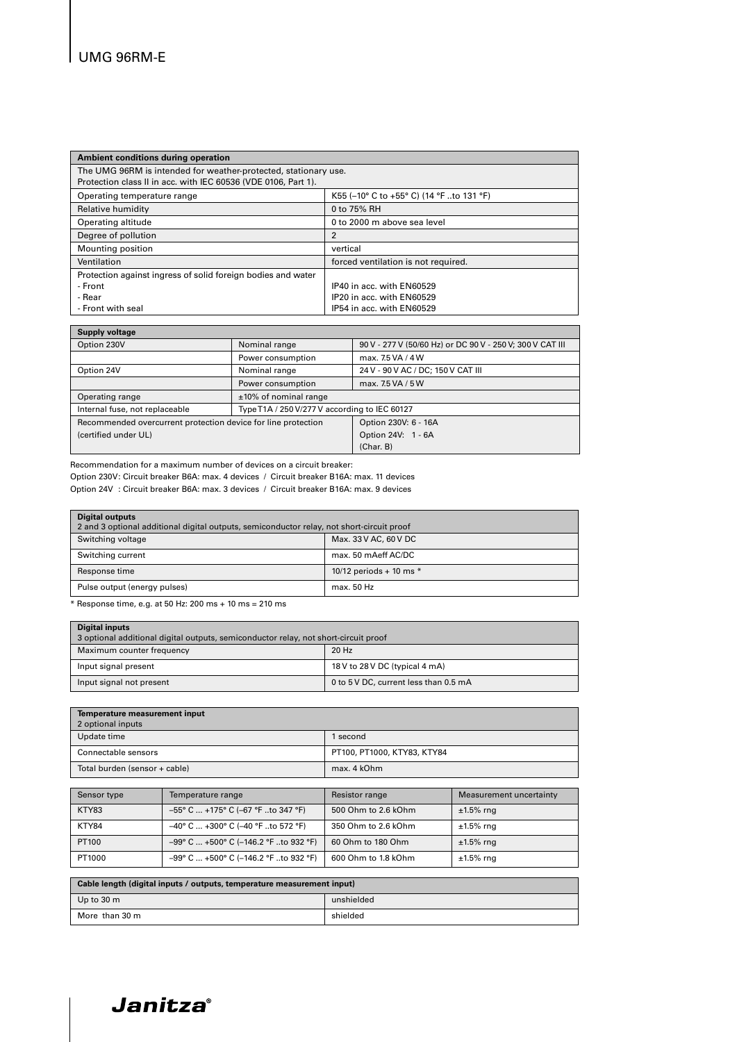| Ambient conditions during operation | |
|---|---|
| The UMG 96RM is intended for weather-protected, stationary use. Protection class II in acc. with IEC 60536 (VDE 0106, Part 1). | |
| Operating temperature range | K55 (–10° C to +55° C) (14 °F ..to 131 °F) |
| Relative humidity | 0 to 75% RH |
| Operating altitude | 0 to 2000 m above sea level |
| Degree of pollution | 2 |
| Mounting position | vertical |
| Ventilation | forced ventilation is not required. |
| Protection against ingress of solid foreign bodies and water<br>- Front<br>- Rear<br>- Front with seal | <br>IP40 in acc. with EN60529<br>IP20 in acc. with EN60529<br>IP54 in acc. with EN60529 |

| Supply voltage | | |
|---|---|---|
| Option 230V | Nominal range | 90 V - 277 V (50/60 Hz) or DC 90 V - 250 V; 300 V CAT III |
| | Power consumption | max. 7.5 VA / 4 W |
| Option 24V | Nominal range | 24 V - 90 V AC / DC; 150 V CAT III |
| | Power consumption | max. 7.5 VA / 5 W |
| Operating range | ±10% of nominal range | |
| Internal fuse, not replaceable | Type T1A / 250 V/277 V according to IEC 60127 | |
| Recommended overcurrent protection device for line protection (certified under UL) | | Option 230V: 6 - 16A<br>Option 24V: 1 - 6A<br>(Char. B) |

Recommendation for a maximum number of devices on a circuit breaker:
Option 230V: Circuit breaker B6A: max. 4 devices / Circuit breaker B16A: max. 11 devices
Option 24V : Circuit breaker B6A: max. 3 devices / Circuit breaker B16A: max. 9 devices

| Digital outputs<br>2 and 3 optional additional digital outputs, semiconductor relay, not short-circuit proof | |
|---|---|
| Switching voltage | Max. 33 V AC, 60 V DC |
| Switching current | max. 50 mAeff AC/DC |
| Response time | 10/12 periods + 10 ms * |
| Pulse output (energy pulses) | max. 50 Hz |

* Response time, e.g. at 50 Hz: 200 ms + 10 ms = 210 ms

| Digital inputs<br>3 optional additional digital outputs, semiconductor relay, not short-circuit proof | |
|---|---|
| Maximum counter frequency | 20 Hz |
| Input signal present | 18 V to 28 V DC (typical 4 mA) |
| Input signal not present | 0 to 5 V DC, current less than 0.5 mA |

| Temperature measurement input<br>2 optional inputs | |
|---|---|
| Update time | 1 second |
| Connectable sensors | PT100, PT1000, KTY83, KTY84 |
| Total burden (sensor + cable) | max. 4 kOhm |

| Sensor type | Temperature range | Resistor range | Measurement uncertainty |
|---|---|---|---|
| KTY83 | –55° C ... +175° C (–67 °F ..to 347 °F) | 500 Ohm to 2.6 kOhm | ±1.5% rng |
| KTY84 | –40° C ... +300° C (–40 °F ..to 572 °F) | 350 Ohm to 2.6 kOhm | ±1.5% rng |
| PT100 | –99° C ... +500° C (–146.2 °F ..to 932 °F) | 60 Ohm to 180 Ohm | ±1.5% rng |
| PT1000 | –99° C ... +500° C (–146.2 °F ..to 932 °F) | 600 Ohm to 1.8 kOhm | ±1.5% rng |

| Cable length (digital inputs / outputs, temperature measurement input) | |
|---|---|
| Up to 30 m | unshielded |
| More than 30 m | shielded |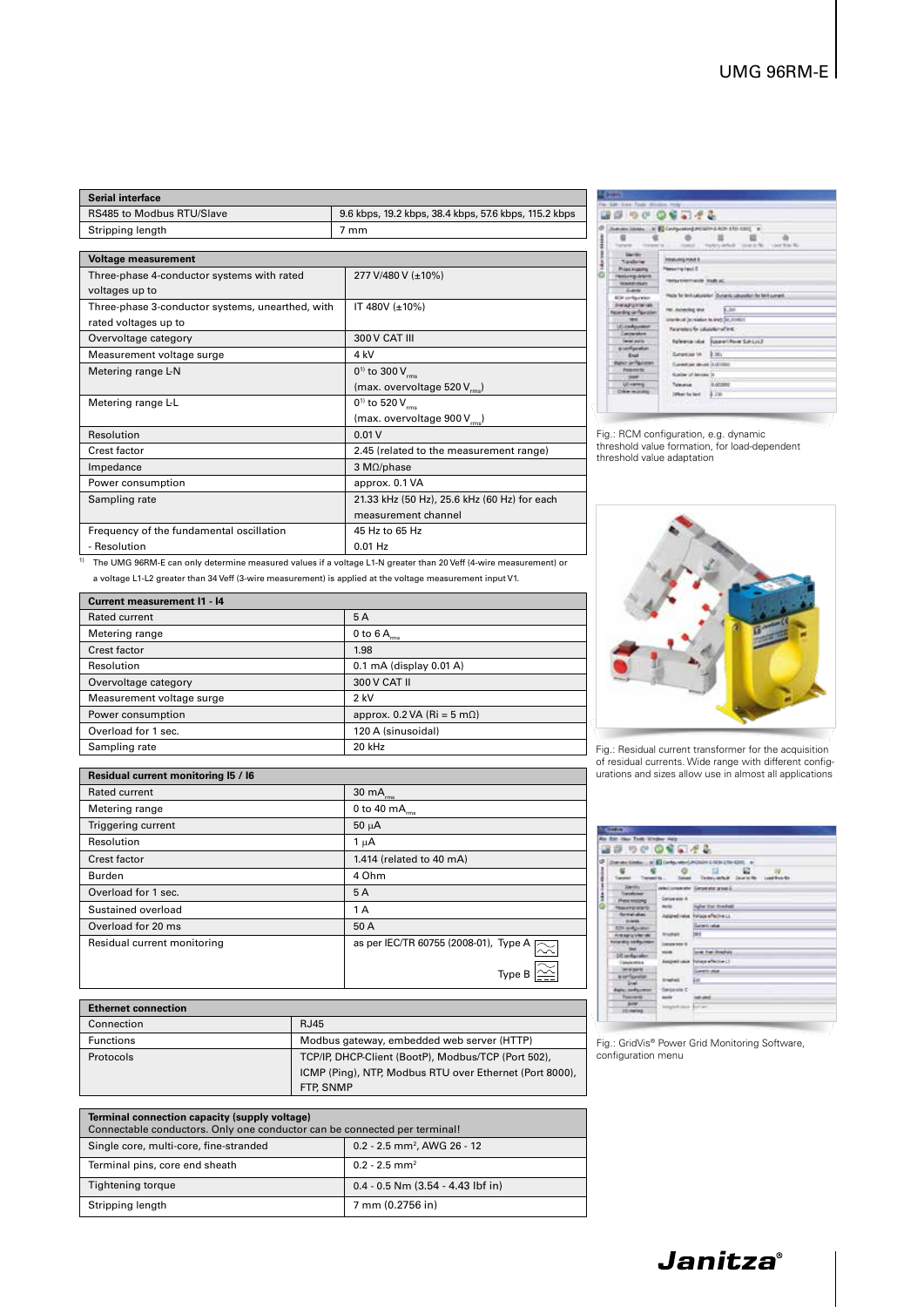| Serial interface | |
|---|---|
| RS485 to Modbus RTU/Slave | 9.6 kbps, 19.2 kbps, 38.4 kbps, 57.6 kbps, 115.2 kbps |
| Stripping length | 7 mm |

| Voltage measurement | |
|---|---|
| Three-phase 4-conductor systems with rated voltages up to | 277 V/480 V (±10%) |
| Three-phase 3-conductor systems, unearthed, with rated voltages up to | IT 480V (±10%) |
| Overvoltage category | 300 V CAT III |
| Measurement voltage surge | 4 kV |
| Metering range L-N | 0[1] to 300 $V_{rms}$ (max. overvoltage 520 $V_{rms}$) |
| Metering range L-L | 0[1] to 520 $V_{rms}$ (max. overvoltage 900 $V_{rms}$) |
| Resolution | 0.01 V |
| Crest factor | 2.45 (related to the measurement range) |
| Impedance | 3 MΩ/phase |
| Power consumption | approx. 0.1 VA |
| Sampling rate | 21.33 kHz (50 Hz), 25.6 kHz (60 Hz) for each measurement channel |
| Frequency of the fundamental oscillation | 45 Hz to 65 Hz |
| - Resolution | 0.01 Hz |

[1] The UMG 96RM-E can only determine measured values if a voltage L1-N greater than 20 Veff (4-wire measurement) or a voltage L1-L2 greater than 34 Veff (3-wire measurement) is applied at the voltage measurement input V1.

| Current measurement I1 - I4 | |
|---|---|
| Rated current | 5 A |
| Metering range | 0 to 6 $A_{rms}$ |
| Crest factor | 1.98 |
| Resolution | 0.1 mA (display 0.01 A) |
| Overvoltage category | 300 V CAT II |
| Measurement voltage surge | 2 kV |
| Power consumption | approx. 0.2 VA (Ri = 5 mΩ) |
| Overload for 1 sec. | 120 A (sinusoidal) |
| Sampling rate | 20 kHz |

| Residual current monitoring I5 / I6 | |
|---|---|
| Rated current | 30 $mA_{rms}$ |
| Metering range | 0 to 40 $mA_{rms}$ |
| Triggering current | 50 µA |
| Resolution | 1 µA |
| Crest factor | 1.414 (related to 40 mA) |
| Burden | 4 Ohm |
| Overload for 1 sec. | 5 A |
| Sustained overload | 1 A |
| Overload for 20 ms | 50 A |
| Residual current monitoring | as per IEC/TR 60755 (2008-01), Type A, Type B |

| Ethernet connection | |
|---|---|
| Connection | RJ45 |
| Functions | Modbus gateway, embedded web server (HTTP) |
| Protocols | TCP/IP, DHCP-Client (BootP), Modbus/TCP (Port 502), ICMP (Ping), NTP, Modbus RTU over Ethernet (Port 8000), FTP, SNMP |

| Terminal connection capacity (supply voltage) Connectable conductors. Only one conductor can be connected per terminal! | |
|---|---|
| Single core, multi-core, fine-stranded | 0.2 - 2.5 mm², AWG 26 - 12 |
| Terminal pins, core end sheath | 0.2 - 2.5 mm² |
| Tightening torque | 0.4 - 0.5 Nm (3.54 - 4.43 lbf in) |
| Stripping length | 7 mm (0.2756 in) |

Fig.: RCM configuration, e.g. dynamic threshold value formation, for load-dependent threshold value adaptation

Fig.: Residual current transformer for the acquisition of residual currents. Wide range with different configurations and sizes allow use in almost all applications

Fig.: GridVis® Power Grid Monitoring Software, configuration menu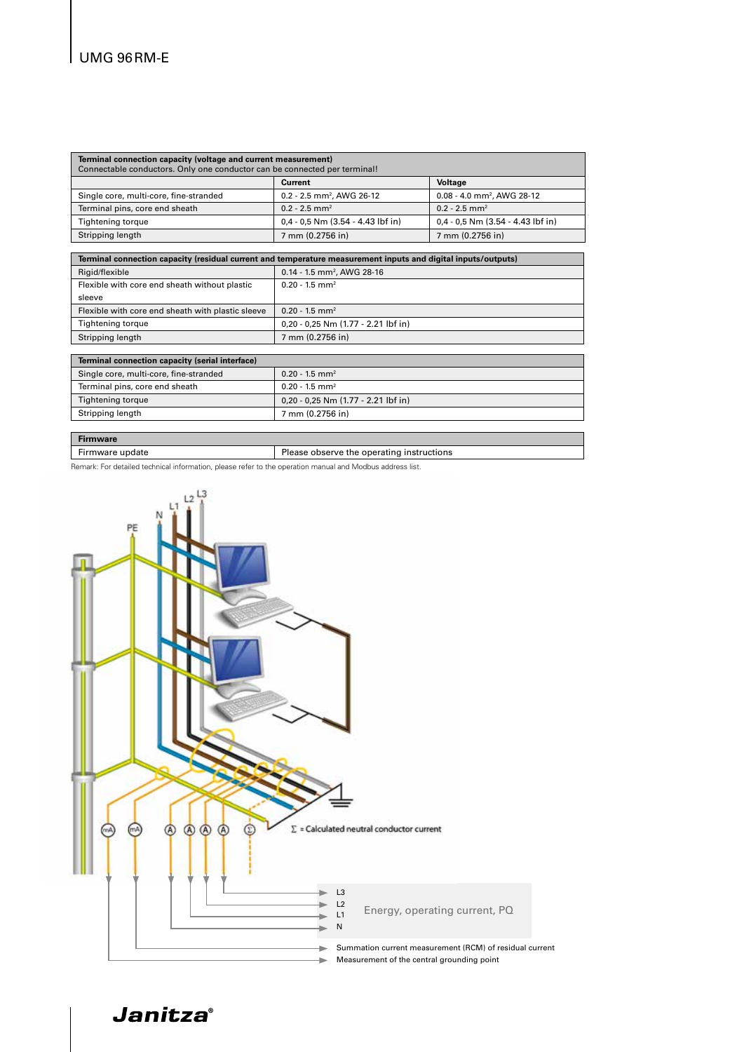| Terminal connection capacity (voltage and current measurement) Connectable conductors. Only one conductor can be connected per terminal! | | |
|---|---|---|
| | **Current** | **Voltage** |
| Single core, multi-core, fine-stranded | 0.2 - 2.5 mm², AWG 26-12 | 0.08 - 4.0 mm², AWG 28-12 |
| Terminal pins, core end sheath | 0.2 - 2.5 mm² | 0.2 - 2.5 mm² |
| Tightening torque | 0,4 - 0,5 Nm (3.54 - 4.43 lbf in) | 0,4 - 0,5 Nm (3.54 - 4.43 lbf in) |
| Stripping length | 7 mm (0.2756 in) | 7 mm (0.2756 in) |

| Terminal connection capacity (residual current and temperature measurement inputs and digital inputs/outputs) | |
|---|---|
| Rigid/flexible | 0.14 - 1.5 mm², AWG 28-16 |
| Flexible with core end sheath without plastic sleeve | 0.20 - 1.5 mm² |
| Flexible with core end sheath with plastic sleeve | 0.20 - 1.5 mm² |
| Tightening torque | 0,20 - 0,25 Nm (1.77 - 2.21 lbf in) |
| Stripping length | 7 mm (0.2756 in) |

| Terminal connection capacity (serial interface) | |
|---|---|
| Single core, multi-core, fine-stranded | 0.20 - 1.5 mm² |
| Terminal pins, core end sheath | 0.20 - 1.5 mm² |
| Tightening torque | 0,20 - 0,25 Nm (1.77 - 2.21 lbf in) |
| Stripping length | 7 mm (0.2756 in) |

| Firmware | |
|---|---|
| Firmware update | Please observe the operating instructions |

Remark: For detailed technical information, please refer to the operation manual and Modbus address list.

PE
N
L1
L2
L3
mA
mA
A
A
A
A
Σ
Σ = Calculated neutral conductor current
L3
L2
L1
N
Energy, operating current, PQ
Summation current measurement (RCM) of residual current
Measurement of the central grounding point